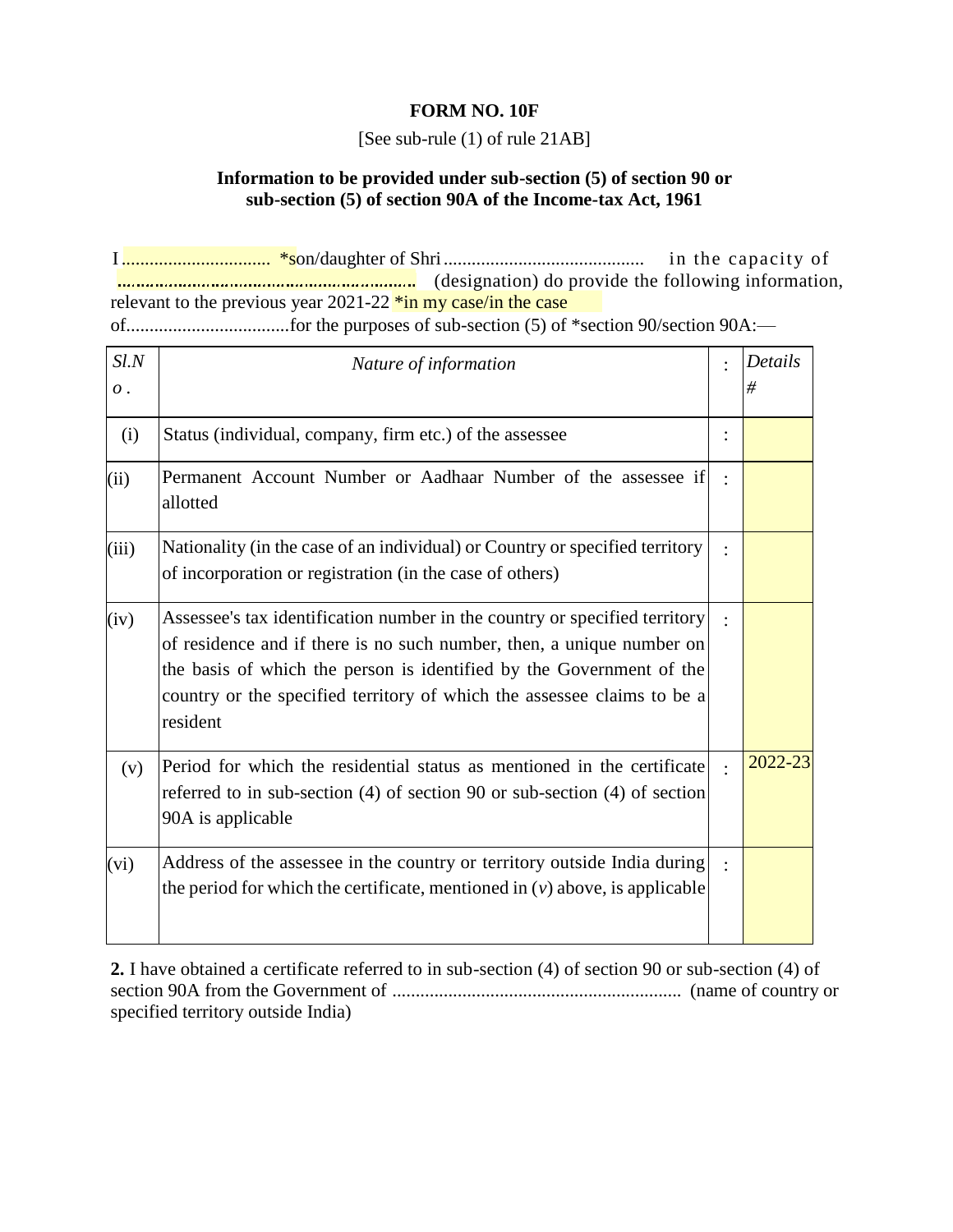**FORM NO. 10F**

[See sub-rule (1) of rule 21AB]

**Information to be provided under sub-section (5) of section 90 or sub-section (5) of section 90A of the Income-tax Act, 1961**

I................................ *son/daughter of Shri........................................... in the capacity of ............................................................ (designation) do provide the following information, relevant to the previous year 2021-22 *in my case/in the case of...................................for the purposes of sub-section (5) of *section 90/section 90A:—

| *Sl.No.* | *Nature of information* | : | *Details #* |
|---|---|---|---|
| (i) | Status (individual, company, firm etc.) of the assessee | : | |
| (ii) | Permanent Account Number or Aadhaar Number of the assessee if allotted | : | |
| (iii) | Nationality (in the case of an individual) or Country or specified territory of incorporation or registration (in the case of others) | : | |
| (iv) | Assessee's tax identification number in the country or specified territory of residence and if there is no such number, then, a unique number on the basis of which the person is identified by the Government of the country or the specified territory of which the assessee claims to be a resident | : | |
| (v) | Period for which the residential status as mentioned in the certificate referred to in sub-section (4) of section 90 or sub-section (4) of section 90A is applicable | : | 2022-23 |
| (vi) | Address of the assessee in the country or territory outside India during the period for which the certificate, mentioned in (*v*) above, is applicable | : | |

**2.** I have obtained a certificate referred to in sub-section (4) of section 90 or sub-section (4) of section 90A from the Government of ............................................................ (name of country or specified territory outside India)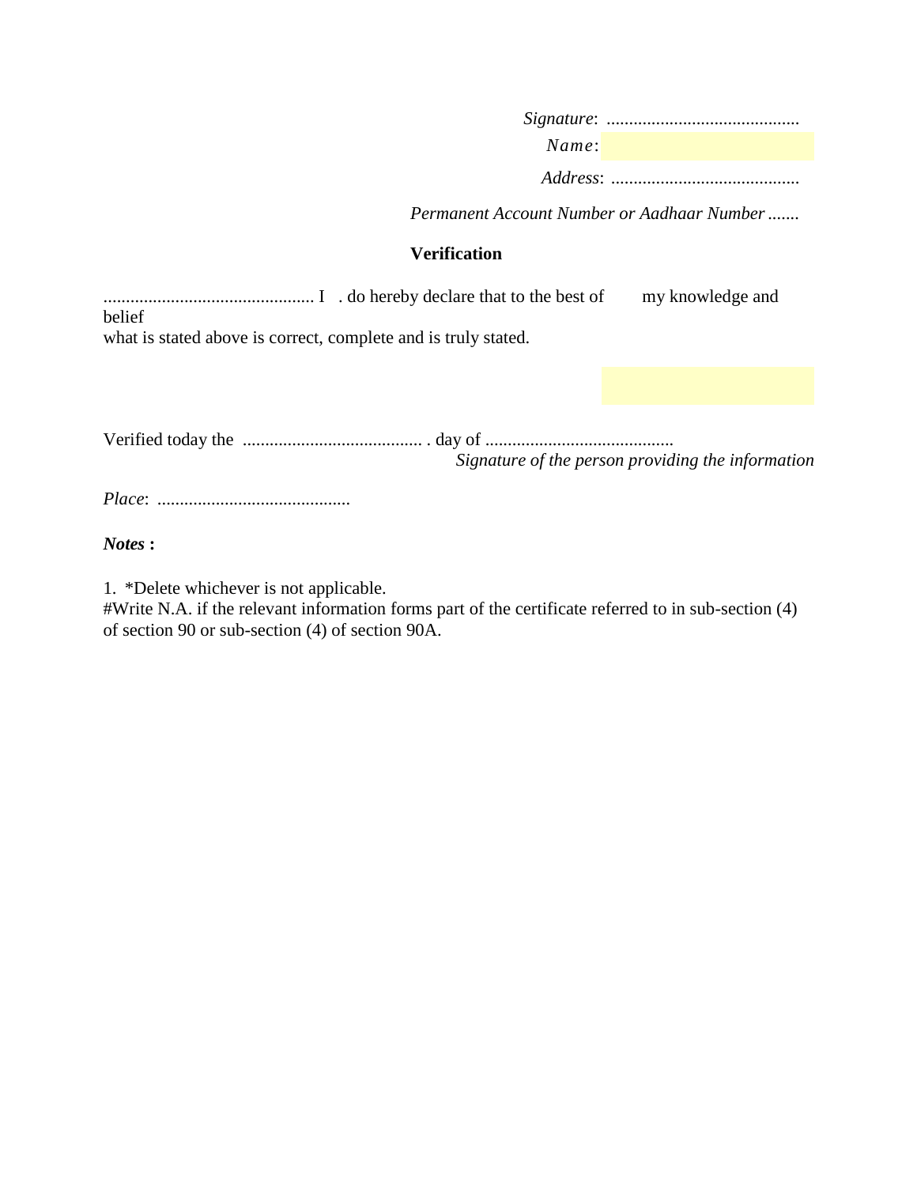*Signature*: ...........................................

*Name*:

*Address*: ..........................................

*Permanent Account Number or Aadhaar Number* .......

**Verification**

.............................................. I . do hereby declare that to the best of my knowledge and belief what is stated above is correct, complete and is truly stated.

Verified today the ........................................ . day of ..........................................

*Signature of the person providing the information*

*Place*: ...........................................

***Notes*** **:**

1. *Delete whichever is not applicable.

#Write N.A. if the relevant information forms part of the certificate referred to in sub-section (4) of section 90 or sub-section (4) of section 90A.